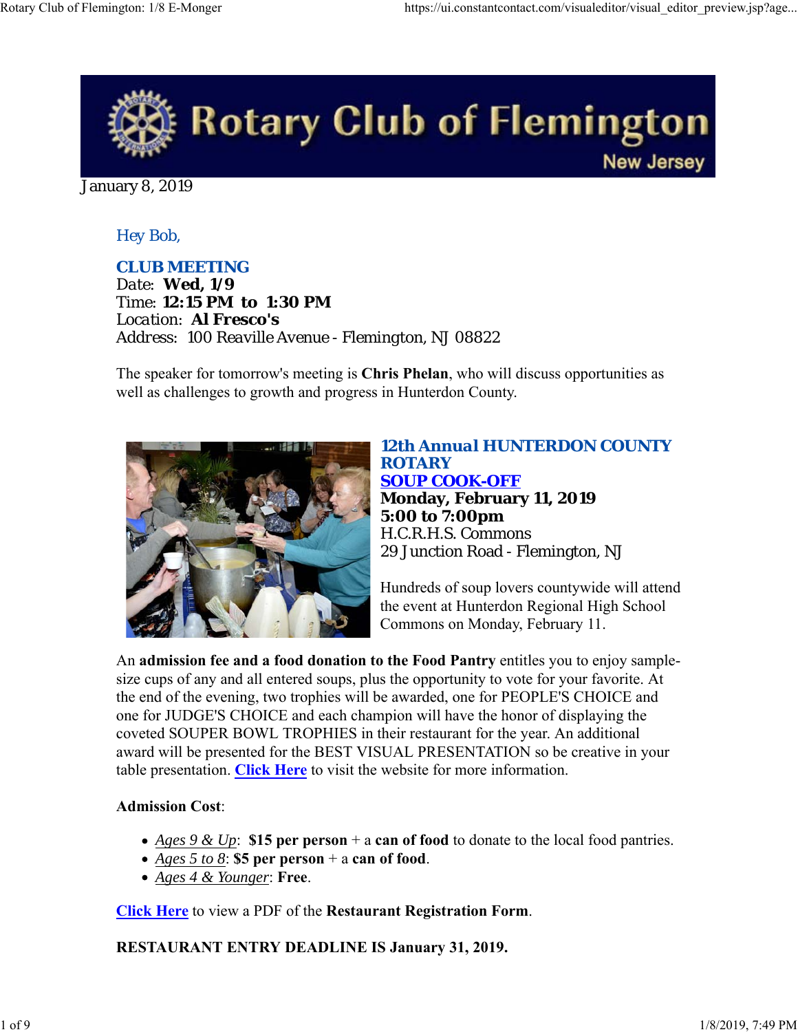# Rotary Club of Flemington

New Jersey

January 8, 2019

Hey Bob,

**CLUB MEETING**

Date: **Wed, 1/9**
Time: **12:15 PM to 1:30 PM**
Location: **Al Fresco's**
Address: 100 Reaville Avenue - Flemington, NJ 08822

The speaker for tomorrow's meeting is **Chris Phelan**, who will discuss opportunities as well as challenges to growth and progress in Hunterdon County.

**12th Annual HUNTERDON COUNTY ROTARY**
**SOUP COOK-OFF**
**Monday, February 11, 2019**
**5:00 to 7:00pm**
H.C.R.H.S. Commons
29 Junction Road - Flemington, NJ

Hundreds of soup lovers countywide will attend the event at Hunterdon Regional High School Commons on Monday, February 11.

An **admission fee and a food donation to the Food Pantry** entitles you to enjoy sample-size cups of any and all entered soups, plus the opportunity to vote for your favorite. At the end of the evening, two trophies will be awarded, one for PEOPLE'S CHOICE and one for JUDGE'S CHOICE and each champion will have the honor of displaying the coveted SOUPER BOWL TROPHIES in their restaurant for the year. An additional award will be presented for the BEST VISUAL PRESENTATION so be creative in your table presentation. **Click Here** to visit the website for more information.

**Admission Cost**:

- *Ages 9 & Up*: **$15 per person** + a **can of food** to donate to the local food pantries.
- *Ages 5 to 8*: **$5 per person** + a **can of food**.
- *Ages 4 & Younger*: **Free**.

**Click Here** to view a PDF of the **Restaurant Registration Form**.

**RESTAURANT ENTRY DEADLINE IS January 31, 2019.**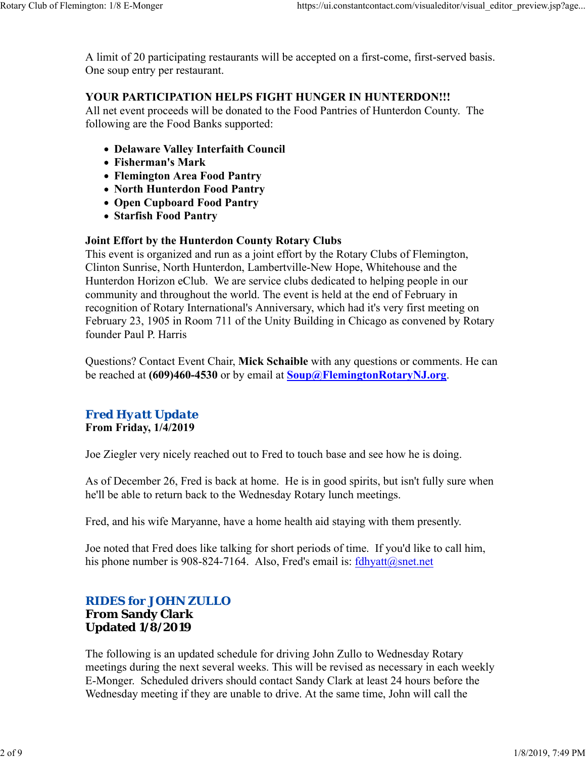A limit of 20 participating restaurants will be accepted on a first-come, first-served basis. One soup entry per restaurant.

**YOUR PARTICIPATION HELPS FIGHT HUNGER IN HUNTERDON!!!**
All net event proceeds will be donated to the Food Pantries of Hunterdon County. The following are the Food Banks supported:

- **Delaware Valley Interfaith Council**
- **Fisherman's Mark**
- **Flemington Area Food Pantry**
- **North Hunterdon Food Pantry**
- **Open Cupboard Food Pantry**
- **Starfish Food Pantry**

**Joint Effort by the Hunterdon County Rotary Clubs**
This event is organized and run as a joint effort by the Rotary Clubs of Flemington, Clinton Sunrise, North Hunterdon, Lambertville-New Hope, Whitehouse and the Hunterdon Horizon eClub. We are service clubs dedicated to helping people in our community and throughout the world. The event is held at the end of February in recognition of Rotary International's Anniversary, which had it's very first meeting on February 23, 1905 in Room 711 of the Unity Building in Chicago as convened by Rotary founder Paul P. Harris

Questions? Contact Event Chair, **Mick Schaible** with any questions or comments. He can be reached at **(609)460-4530** or by email at **Soup@FlemingtonRotaryNJ.org**.

## Fred Hyatt Update
**From Friday, 1/4/2019**

Joe Ziegler very nicely reached out to Fred to touch base and see how he is doing.

As of December 26, Fred is back at home. He is in good spirits, but isn't fully sure when he'll be able to return back to the Wednesday Rotary lunch meetings.

Fred, and his wife Maryanne, have a home health aid staying with them presently.

Joe noted that Fred does like talking for short periods of time. If you'd like to call him, his phone number is 908-824-7164. Also, Fred's email is: fdhyatt@snet.net

## RIDES for JOHN ZULLO
**From Sandy Clark**
**Updated 1/8/2019**

The following is an updated schedule for driving John Zullo to Wednesday Rotary meetings during the next several weeks. This will be revised as necessary in each weekly E-Monger. Scheduled drivers should contact Sandy Clark at least 24 hours before the Wednesday meeting if they are unable to drive. At the same time, John will call the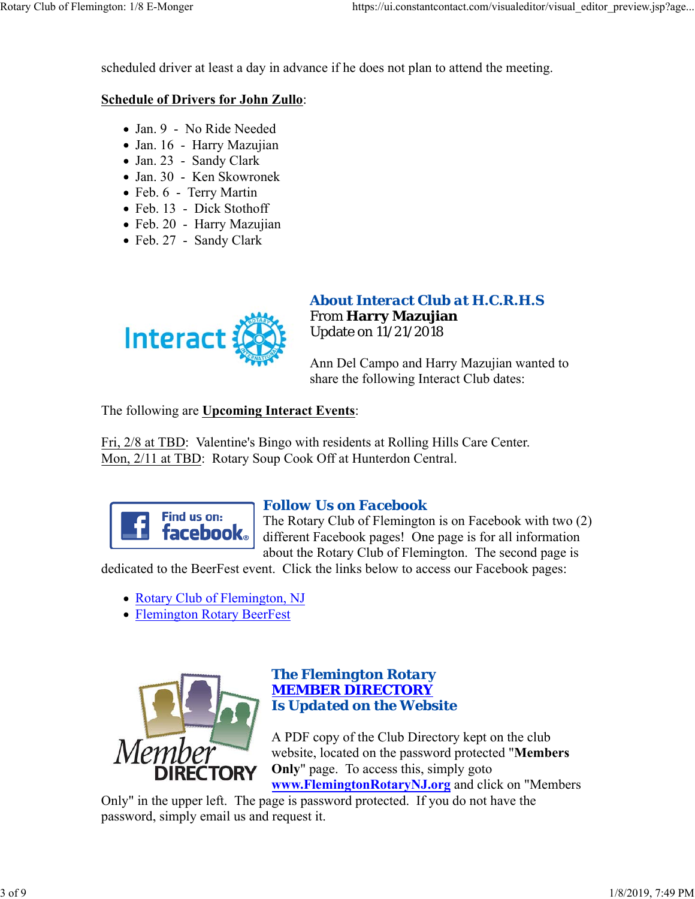scheduled driver at least a day in advance if he does not plan to attend the meeting.

**Schedule of Drivers for John Zullo**:

- Jan. 9 - No Ride Needed
- Jan. 16 - Harry Mazujian
- Jan. 23 - Sandy Clark
- Jan. 30 - Ken Skowronek
- Feb. 6 - Terry Martin
- Feb. 13 - Dick Stothoff
- Feb. 20 - Harry Mazujian
- Feb. 27 - Sandy Clark

## About Interact Club at H.C.R.H.S

From **Harry Mazujian**
Update on 11/21/2018

Ann Del Campo and Harry Mazujian wanted to share the following Interact Club dates:

The following are **Upcoming Interact Events**:

Fri, 2/8 at TBD: Valentine's Bingo with residents at Rolling Hills Care Center.
Mon, 2/11 at TBD: Rotary Soup Cook Off at Hunterdon Central.

## Follow Us on Facebook

The Rotary Club of Flemington is on Facebook with two (2) different Facebook pages! One page is for all information about the Rotary Club of Flemington. The second page is dedicated to the BeerFest event. Click the links below to access our Facebook pages:

- Rotary Club of Flemington, NJ
- Flemington Rotary BeerFest

## The Flemington Rotary MEMBER DIRECTORY Is Updated on the Website

A PDF copy of the Club Directory kept on the club website, located on the password protected "**Members Only**" page. To access this, simply goto **www.FlemingtonRotaryNJ.org** and click on "Members Only" in the upper left. The page is password protected. If you do not have the password, simply email us and request it.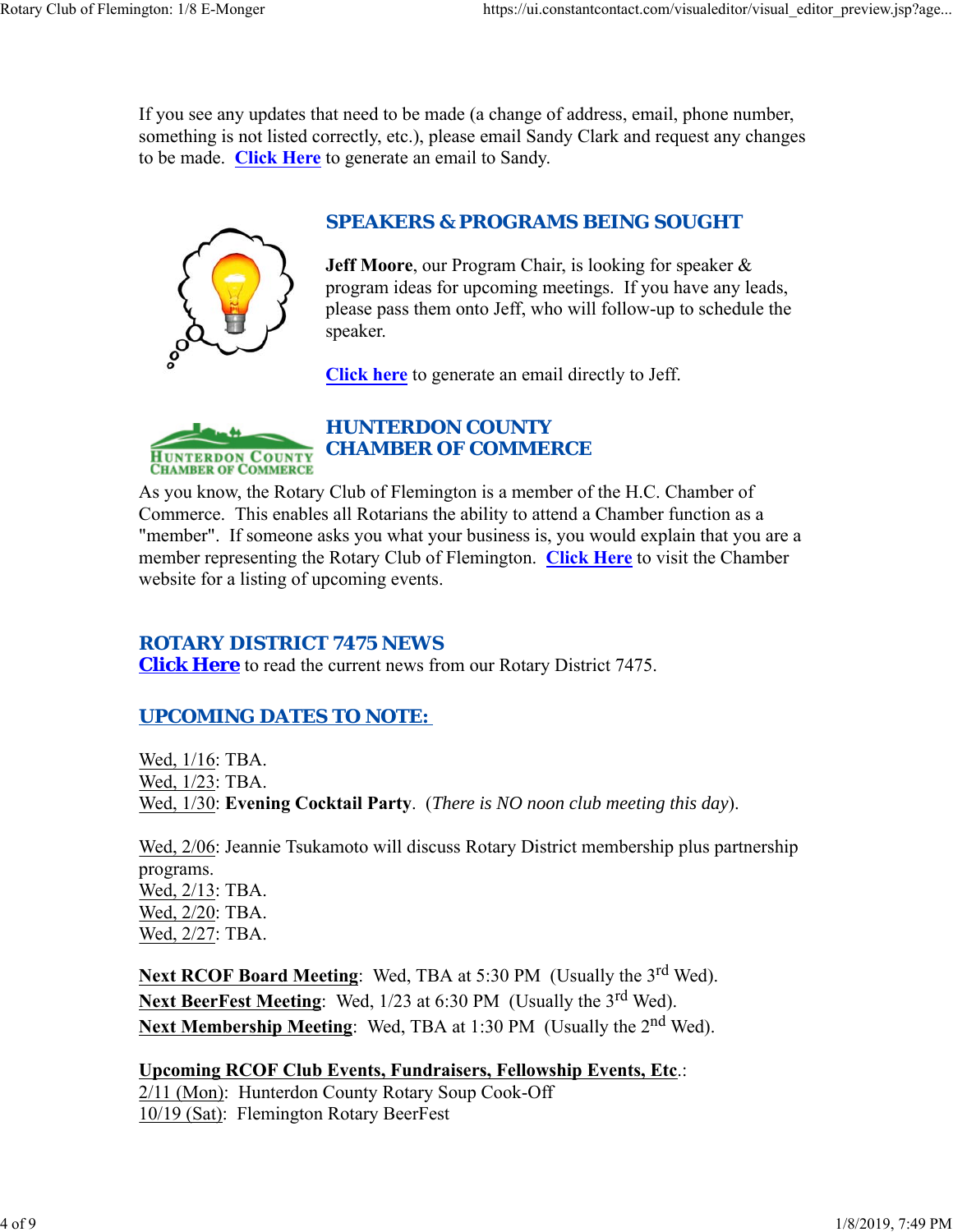If you see any updates that need to be made (a change of address, email, phone number, something is not listed correctly, etc.), please email Sandy Clark and request any changes to be made. **Click Here** to generate an email to Sandy.

## SPEAKERS & PROGRAMS BEING SOUGHT

**Jeff Moore**, our Program Chair, is looking for speaker & program ideas for upcoming meetings. If you have any leads, please pass them onto Jeff, who will follow-up to schedule the speaker.

**Click here** to generate an email directly to Jeff.

## HUNTERDON COUNTY CHAMBER OF COMMERCE

As you know, the Rotary Club of Flemington is a member of the H.C. Chamber of Commerce. This enables all Rotarians the ability to attend a Chamber function as a "member". If someone asks you what your business is, you would explain that you are a member representing the Rotary Club of Flemington. **Click Here** to visit the Chamber website for a listing of upcoming events.

## ROTARY DISTRICT 7475 NEWS

**Click Here** to read the current news from our Rotary District 7475.

## UPCOMING DATES TO NOTE:

Wed, 1/16: TBA.
Wed, 1/23: TBA.
Wed, 1/30: **Evening Cocktail Party**. (*There is NO noon club meeting this day*).

Wed, 2/06: Jeannie Tsukamoto will discuss Rotary District membership plus partnership programs.
Wed, 2/13: TBA.
Wed, 2/20: TBA.
Wed, 2/27: TBA.

**Next RCOF Board Meeting**: Wed, TBA at 5:30 PM (Usually the 3rd Wed).
**Next BeerFest Meeting**: Wed, 1/23 at 6:30 PM (Usually the 3rd Wed).
**Next Membership Meeting**: Wed, TBA at 1:30 PM (Usually the 2nd Wed).

**Upcoming RCOF Club Events, Fundraisers, Fellowship Events, Etc**.:
2/11 (Mon): Hunterdon County Rotary Soup Cook-Off
10/19 (Sat): Flemington Rotary BeerFest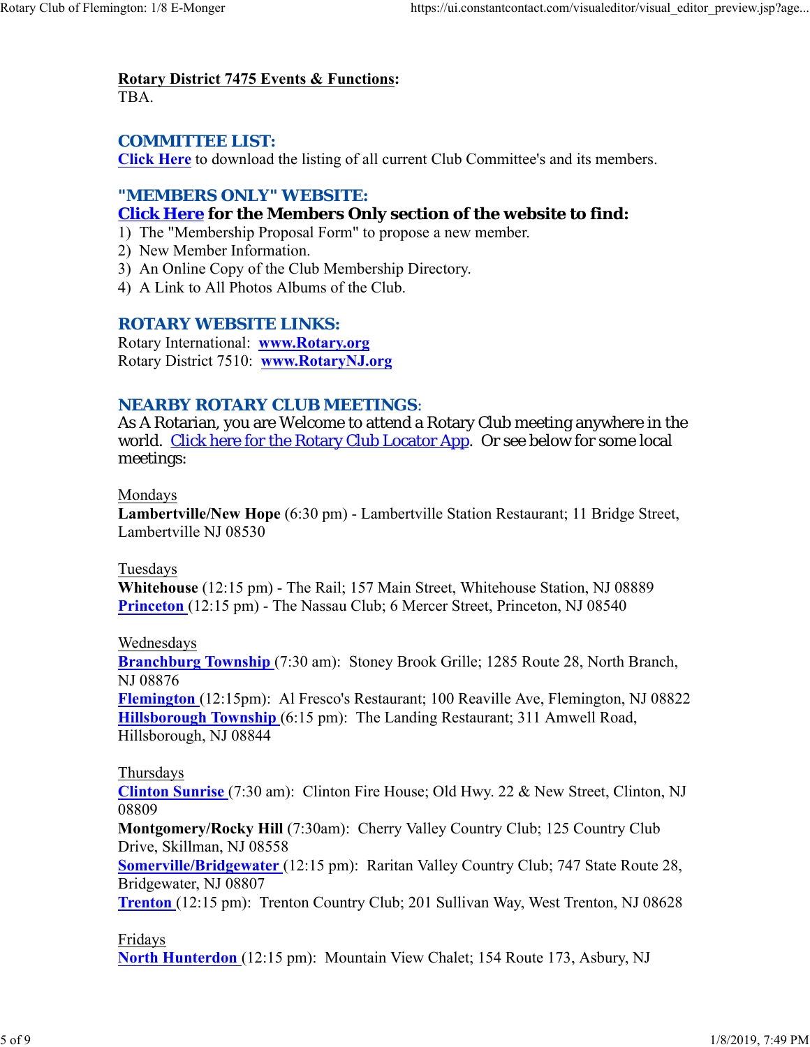**Rotary District 7475 Events & Functions:**
TBA.

## COMMITTEE LIST:

**Click Here** to download the listing of all current Club Committee's and its members.

## "MEMBERS ONLY" WEBSITE:

### Click Here for the Members Only section of the website to find:

1) The "Membership Proposal Form" to propose a new member.
2) New Member Information.
3) An Online Copy of the Club Membership Directory.
4) A Link to All Photos Albums of the Club.

## ROTARY WEBSITE LINKS:

Rotary International: **www.Rotary.org**
Rotary District 7510: **www.RotaryNJ.org**

## NEARBY ROTARY CLUB MEETINGS:

As A Rotarian, you are Welcome to attend a Rotary Club meeting anywhere in the world. Click here for the Rotary Club Locator App. Or see below for some local meetings:

Mondays
**Lambertville/New Hope** (6:30 pm) - Lambertville Station Restaurant; 11 Bridge Street, Lambertville NJ 08530

Tuesdays
**Whitehouse** (12:15 pm) - The Rail; 157 Main Street, Whitehouse Station, NJ 08889
**Princeton** (12:15 pm) - The Nassau Club; 6 Mercer Street, Princeton, NJ 08540

Wednesdays
**Branchburg Township** (7:30 am): Stoney Brook Grille; 1285 Route 28, North Branch, NJ 08876
**Flemington** (12:15pm): Al Fresco's Restaurant; 100 Reaville Ave, Flemington, NJ 08822
**Hillsborough Township** (6:15 pm): The Landing Restaurant; 311 Amwell Road, Hillsborough, NJ 08844

Thursdays
**Clinton Sunrise** (7:30 am): Clinton Fire House; Old Hwy. 22 & New Street, Clinton, NJ 08809
**Montgomery/Rocky Hill** (7:30am): Cherry Valley Country Club; 125 Country Club Drive, Skillman, NJ 08558
**Somerville/Bridgewater** (12:15 pm): Raritan Valley Country Club; 747 State Route 28, Bridgewater, NJ 08807
**Trenton** (12:15 pm): Trenton Country Club; 201 Sullivan Way, West Trenton, NJ 08628

Fridays
**North Hunterdon** (12:15 pm): Mountain View Chalet; 154 Route 173, Asbury, NJ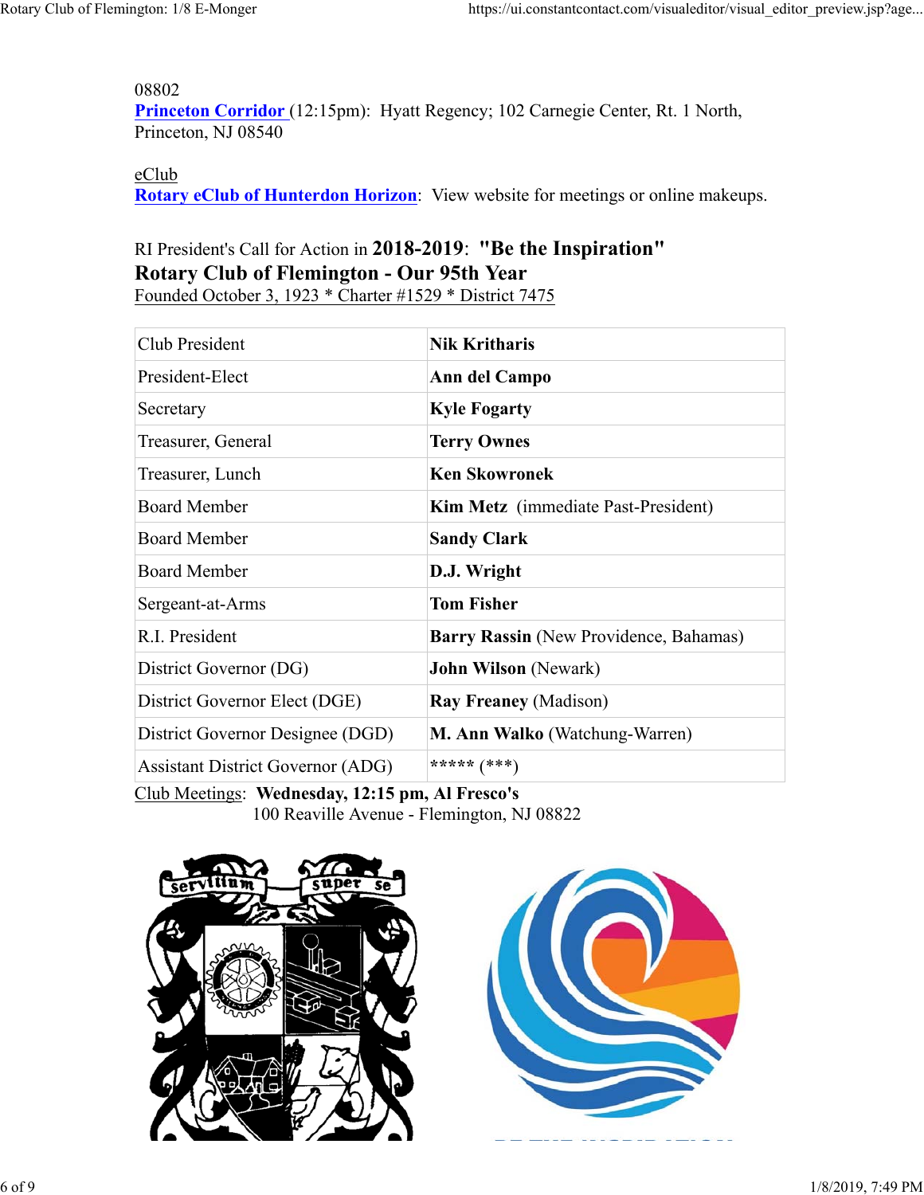08802
**Princeton Corridor** (12:15pm): Hyatt Regency; 102 Carnegie Center, Rt. 1 North, Princeton, NJ 08540

eClub
**Rotary eClub of Hunterdon Horizon**: View website for meetings or online makeups.

RI President's Call for Action in **2018-2019**: **"Be the Inspiration"**
**Rotary Club of Flemington - Our 95th Year**
Founded October 3, 1923 * Charter #1529 * District 7475

| | |
|---|---|
| Club President | **Nik Kritharis** |
| President-Elect | **Ann del Campo** |
| Secretary | **Kyle Fogarty** |
| Treasurer, General | **Terry Ownes** |
| Treasurer, Lunch | **Ken Skowronek** |
| Board Member | **Kim Metz** (immediate Past-President) |
| Board Member | **Sandy Clark** |
| Board Member | **D.J. Wright** |
| Sergeant-at-Arms | **Tom Fisher** |
| R.I. President | **Barry Rassin** (New Providence, Bahamas) |
| District Governor (DG) | **John Wilson** (Newark) |
| District Governor Elect (DGE) | **Ray Freaney** (Madison) |
| District Governor Designee (DGD) | **M. Ann Walko** (Watchung-Warren) |
| Assistant District Governor (ADG) | ***** (***) |

Club Meetings: **Wednesday, 12:15 pm, Al Fresco's**
100 Reaville Avenue - Flemington, NJ 08822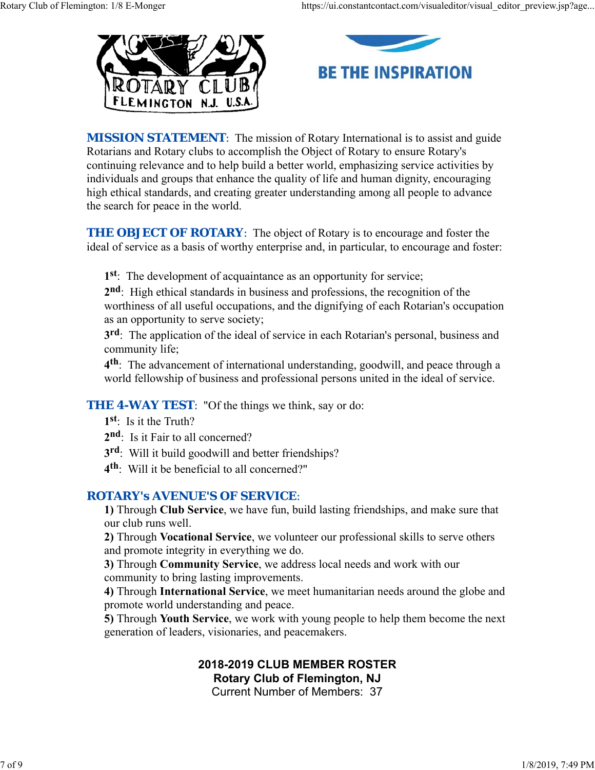ROTARY CLUB FLEMINGTON N.J. U.S.A.

BE THE INSPIRATION

**MISSION STATEMENT**: The mission of Rotary International is to assist and guide Rotarians and Rotary clubs to accomplish the Object of Rotary to ensure Rotary's continuing relevance and to help build a better world, emphasizing service activities by individuals and groups that enhance the quality of life and human dignity, encouraging high ethical standards, and creating greater understanding among all people to advance the search for peace in the world.

**THE OBJECT OF ROTARY**: The object of Rotary is to encourage and foster the ideal of service as a basis of worthy enterprise and, in particular, to encourage and foster:

> **1st**: The development of acquaintance as an opportunity for service;
>
> **2nd**: High ethical standards in business and professions, the recognition of the worthiness of all useful occupations, and the dignifying of each Rotarian's occupation as an opportunity to serve society;
>
> **3rd**: The application of the ideal of service in each Rotarian's personal, business and community life;
>
> **4th**: The advancement of international understanding, goodwill, and peace through a world fellowship of business and professional persons united in the ideal of service.

**THE 4-WAY TEST**: "Of the things we think, say or do:

> **1st**: Is it the Truth?
>
> **2nd**: Is it Fair to all concerned?
>
> **3rd**: Will it build goodwill and better friendships?
>
> **4th**: Will it be beneficial to all concerned?"

**ROTARY's AVENUE'S OF SERVICE**:

> **1)** Through **Club Service**, we have fun, build lasting friendships, and make sure that our club runs well.
>
> **2)** Through **Vocational Service**, we volunteer our professional skills to serve others and promote integrity in everything we do.
>
> **3)** Through **Community Service**, we address local needs and work with our community to bring lasting improvements.
>
> **4)** Through **International Service**, we meet humanitarian needs around the globe and promote world understanding and peace.
>
> **5)** Through **Youth Service**, we work with young people to help them become the next generation of leaders, visionaries, and peacemakers.

**2018-2019 CLUB MEMBER ROSTER**
**Rotary Club of Flemington, NJ**
Current Number of Members: 37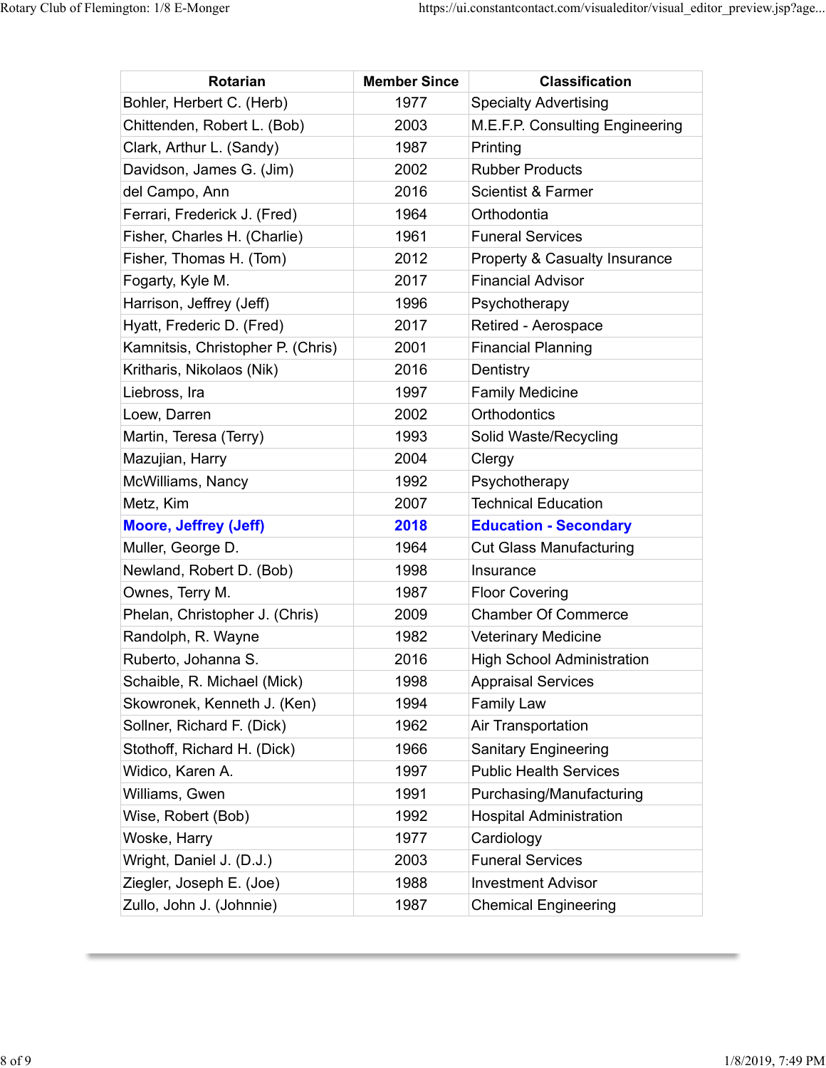| Rotarian | Member Since | Classification |
| --- | --- | --- |
| Bohler, Herbert C. (Herb) | 1977 | Specialty Advertising |
| Chittenden, Robert L. (Bob) | 2003 | M.E.F.P. Consulting Engineering |
| Clark, Arthur L. (Sandy) | 1987 | Printing |
| Davidson, James G. (Jim) | 2002 | Rubber Products |
| del Campo, Ann | 2016 | Scientist & Farmer |
| Ferrari, Frederick J. (Fred) | 1964 | Orthodontia |
| Fisher, Charles H. (Charlie) | 1961 | Funeral Services |
| Fisher, Thomas H. (Tom) | 2012 | Property & Casualty Insurance |
| Fogarty, Kyle M. | 2017 | Financial Advisor |
| Harrison, Jeffrey (Jeff) | 1996 | Psychotherapy |
| Hyatt, Frederic D. (Fred) | 2017 | Retired - Aerospace |
| Kamnitsis, Christopher P. (Chris) | 2001 | Financial Planning |
| Kritharis, Nikolaos (Nik) | 2016 | Dentistry |
| Liebross, Ira | 1997 | Family Medicine |
| Loew, Darren | 2002 | Orthodontics |
| Martin, Teresa (Terry) | 1993 | Solid Waste/Recycling |
| Mazujian, Harry | 2004 | Clergy |
| McWilliams, Nancy | 1992 | Psychotherapy |
| Metz, Kim | 2007 | Technical Education |
| **Moore, Jeffrey (Jeff)** | **2018** | **Education - Secondary** |
| Muller, George D. | 1964 | Cut Glass Manufacturing |
| Newland, Robert D. (Bob) | 1998 | Insurance |
| Ownes, Terry M. | 1987 | Floor Covering |
| Phelan, Christopher J. (Chris) | 2009 | Chamber Of Commerce |
| Randolph, R. Wayne | 1982 | Veterinary Medicine |
| Ruberto, Johanna S. | 2016 | High School Administration |
| Schaible, R. Michael (Mick) | 1998 | Appraisal Services |
| Skowronek, Kenneth J. (Ken) | 1994 | Family Law |
| Sollner, Richard F. (Dick) | 1962 | Air Transportation |
| Stothoff, Richard H. (Dick) | 1966 | Sanitary Engineering |
| Widico, Karen A. | 1997 | Public Health Services |
| Williams, Gwen | 1991 | Purchasing/Manufacturing |
| Wise, Robert (Bob) | 1992 | Hospital Administration |
| Woske, Harry | 1977 | Cardiology |
| Wright, Daniel J. (D.J.) | 2003 | Funeral Services |
| Ziegler, Joseph E. (Joe) | 1988 | Investment Advisor |
| Zullo, John J. (Johnnie) | 1987 | Chemical Engineering |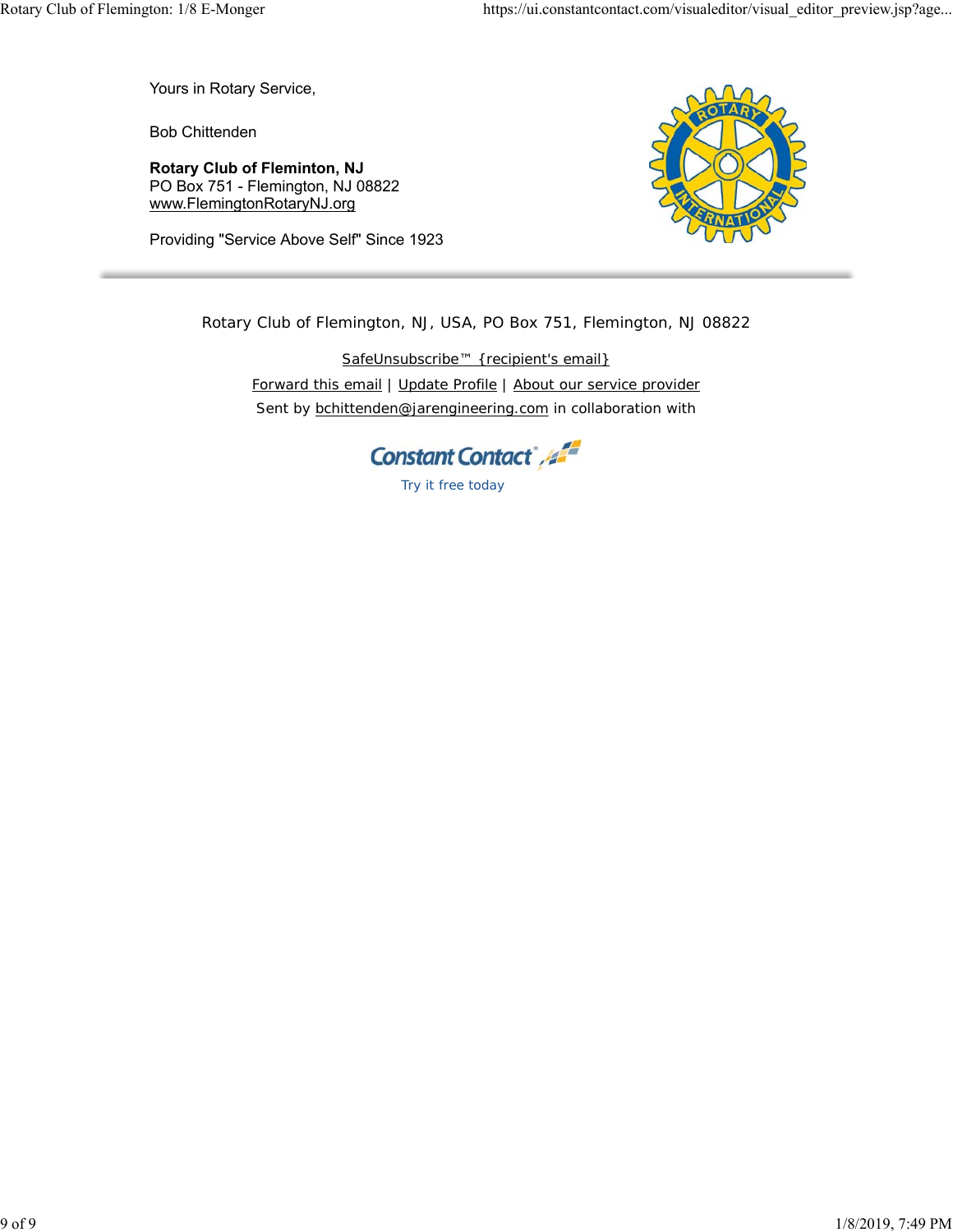Yours in Rotary Service,

Bob Chittenden

**Rotary Club of Fleminton, NJ**
PO Box 751 - Flemington, NJ 08822
www.FlemingtonRotaryNJ.org

Providing "Service Above Self" Since 1923

---

Rotary Club of Flemington, NJ, USA, PO Box 751, Flemington, NJ 08822

SafeUnsubscribe™ {recipient's email}

Forward this email | Update Profile | About our service provider

Sent by bchittenden@jarengineering.com in collaboration with

Constant Contact

Try it free today